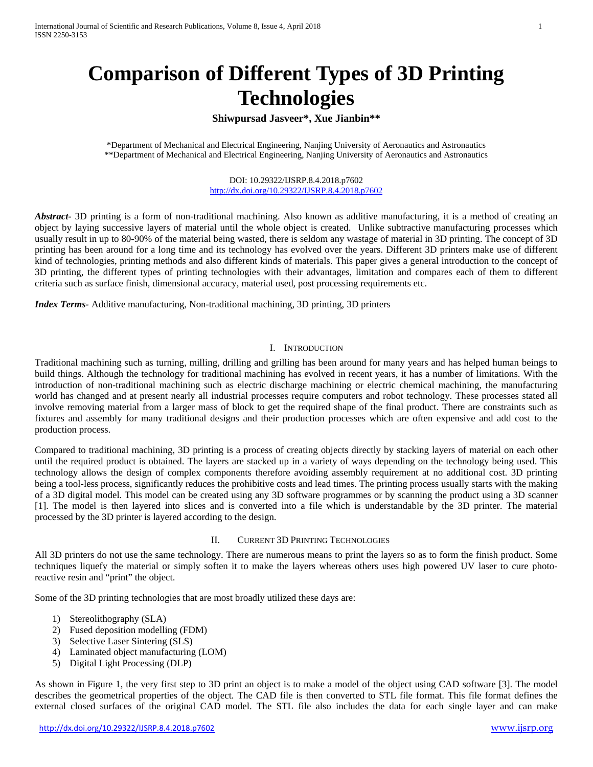# Comparison of Different Types of 3D Printing Technologies

**Shiwpursad Jasveer\*, Xue Jianbin\*\***

\*Department of Mechanical and Electrical Engineering, Nanjing University of Aeronautics and Astronautics
\*\*Department of Mechanical and Electrical Engineering, Nanjing University of Aeronautics and Astronautics

DOI: 10.29322/IJSRP.8.4.2018.p7602
http://dx.doi.org/10.29322/IJSRP.8.4.2018.p7602

***Abstract-*** 3D printing is a form of non-traditional machining. Also known as additive manufacturing, it is a method of creating an object by laying successive layers of material until the whole object is created. Unlike subtractive manufacturing processes which usually result in up to 80-90% of the material being wasted, there is seldom any wastage of material in 3D printing. The concept of 3D printing has been around for a long time and its technology has evolved over the years. Different 3D printers make use of different kind of technologies, printing methods and also different kinds of materials. This paper gives a general introduction to the concept of 3D printing, the different types of printing technologies with their advantages, limitation and compares each of them to different criteria such as surface finish, dimensional accuracy, material used, post processing requirements etc.

***Index Terms-*** Additive manufacturing, Non-traditional machining, 3D printing, 3D printers

## I. Introduction

Traditional machining such as turning, milling, drilling and grilling has been around for many years and has helped human beings to build things. Although the technology for traditional machining has evolved in recent years, it has a number of limitations. With the introduction of non-traditional machining such as electric discharge machining or electric chemical machining, the manufacturing world has changed and at present nearly all industrial processes require computers and robot technology. These processes stated all involve removing material from a larger mass of block to get the required shape of the final product. There are constraints such as fixtures and assembly for many traditional designs and their production processes which are often expensive and add cost to the production process.

Compared to traditional machining, 3D printing is a process of creating objects directly by stacking layers of material on each other until the required product is obtained. The layers are stacked up in a variety of ways depending on the technology being used. This technology allows the design of complex components therefore avoiding assembly requirement at no additional cost. 3D printing being a tool-less process, significantly reduces the prohibitive costs and lead times. The printing process usually starts with the making of a 3D digital model. This model can be created using any 3D software programmes or by scanning the product using a 3D scanner [1]. The model is then layered into slices and is converted into a file which is understandable by the 3D printer. The material processed by the 3D printer is layered according to the design.

## II. Current 3D Printing Technologies

All 3D printers do not use the same technology. There are numerous means to print the layers so as to form the finish product. Some techniques liquefy the material or simply soften it to make the layers whereas others uses high powered UV laser to cure photo-reactive resin and "print" the object.

Some of the 3D printing technologies that are most broadly utilized these days are:

1) Stereolithography (SLA)
2) Fused deposition modelling (FDM)
3) Selective Laser Sintering (SLS)
4) Laminated object manufacturing (LOM)
5) Digital Light Processing (DLP)

As shown in Figure 1, the very first step to 3D print an object is to make a model of the object using CAD software [3]. The model describes the geometrical properties of the object. The CAD file is then converted to STL file format. This file format defines the external closed surfaces of the original CAD model. The STL file also includes the data for each single layer and can make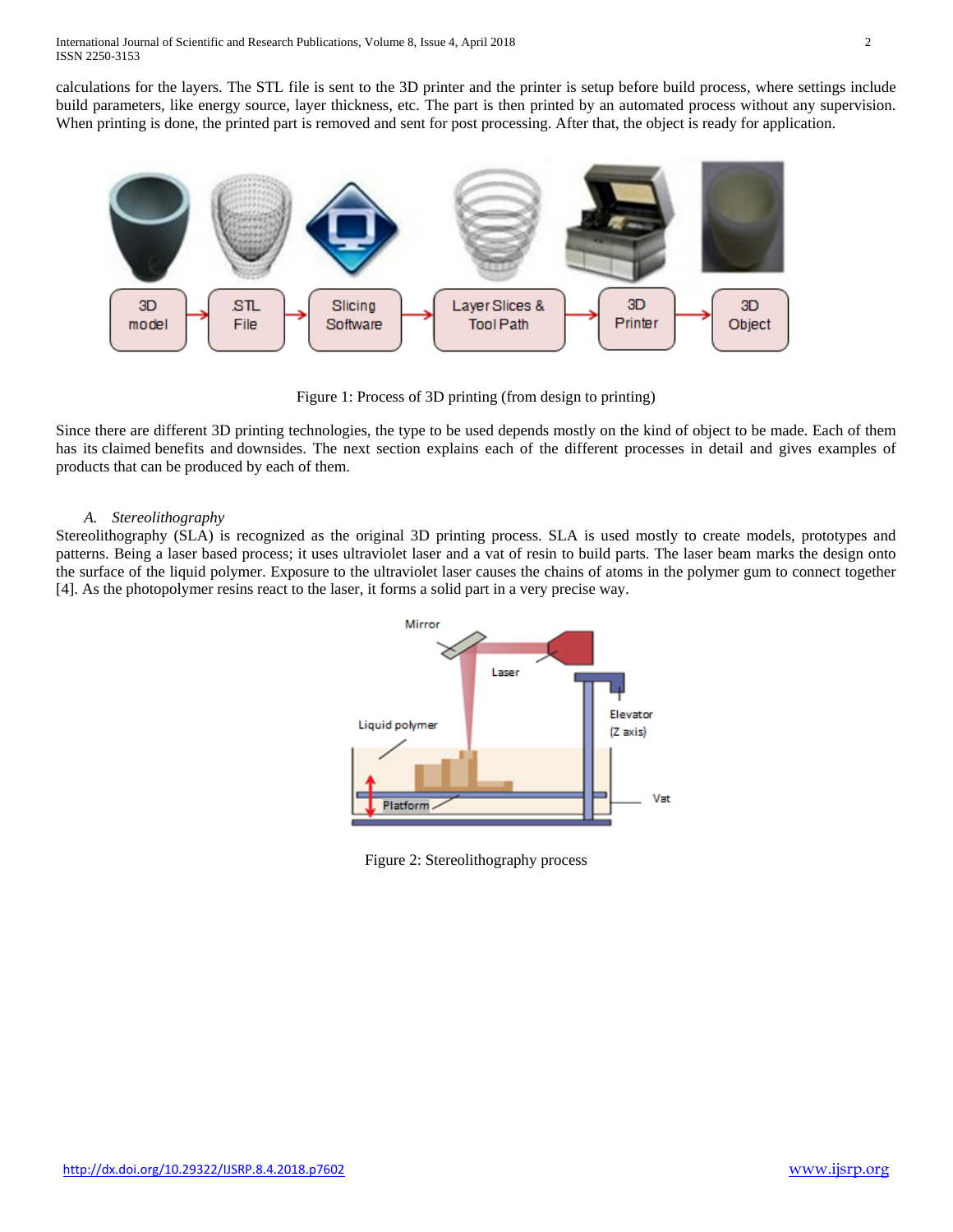calculations for the layers. The STL file is sent to the 3D printer and the printer is setup before build process, where settings include build parameters, like energy source, layer thickness, etc. The part is then printed by an automated process without any supervision. When printing is done, the printed part is removed and sent for post processing. After that, the object is ready for application.

Figure 1: Process of 3D printing (from design to printing)

Since there are different 3D printing technologies, the type to be used depends mostly on the kind of object to be made. Each of them has its claimed benefits and downsides. The next section explains each of the different processes in detail and gives examples of products that can be produced by each of them.

### *A. Stereolithography*

Stereolithography (SLA) is recognized as the original 3D printing process. SLA is used mostly to create models, prototypes and patterns. Being a laser based process; it uses ultraviolet laser and a vat of resin to build parts. The laser beam marks the design onto the surface of the liquid polymer. Exposure to the ultraviolet laser causes the chains of atoms in the polymer gum to connect together [4]. As the photopolymer resins react to the laser, it forms a solid part in a very precise way.

Figure 2: Stereolithography process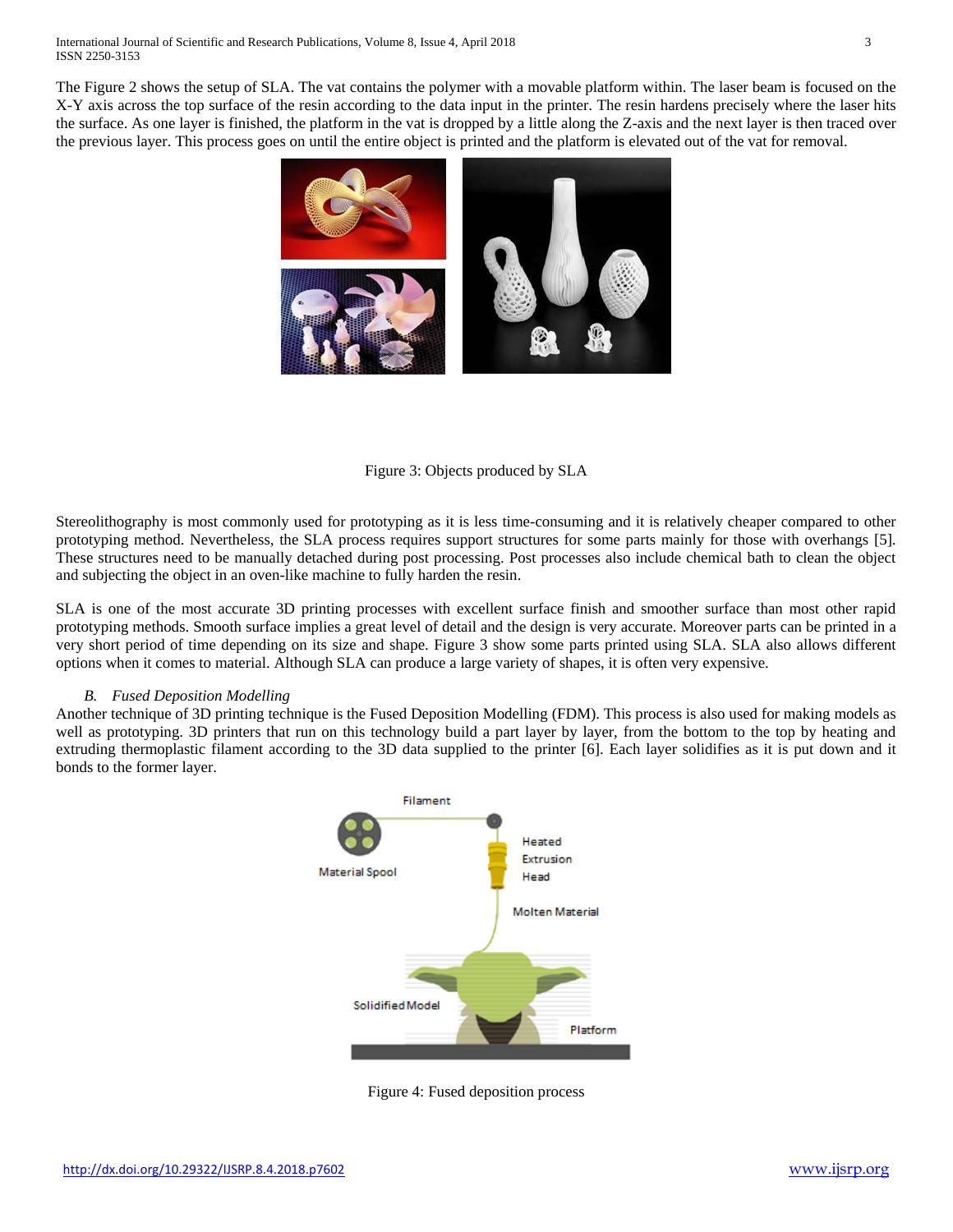The Figure 2 shows the setup of SLA. The vat contains the polymer with a movable platform within. The laser beam is focused on the X-Y axis across the top surface of the resin according to the data input in the printer. The resin hardens precisely where the laser hits the surface. As one layer is finished, the platform in the vat is dropped by a little along the Z-axis and the next layer is then traced over the previous layer. This process goes on until the entire object is printed and the platform is elevated out of the vat for removal.

Figure 3: Objects produced by SLA

Stereolithography is most commonly used for prototyping as it is less time-consuming and it is relatively cheaper compared to other prototyping method. Nevertheless, the SLA process requires support structures for some parts mainly for those with overhangs [5]. These structures need to be manually detached during post processing. Post processes also include chemical bath to clean the object and subjecting the object in an oven-like machine to fully harden the resin.

SLA is one of the most accurate 3D printing processes with excellent surface finish and smoother surface than most other rapid prototyping methods. Smooth surface implies a great level of detail and the design is very accurate. Moreover parts can be printed in a very short period of time depending on its size and shape. Figure 3 show some parts printed using SLA. SLA also allows different options when it comes to material. Although SLA can produce a large variety of shapes, it is often very expensive.

### *B. Fused Deposition Modelling*

Another technique of 3D printing technique is the Fused Deposition Modelling (FDM). This process is also used for making models as well as prototyping. 3D printers that run on this technology build a part layer by layer, from the bottom to the top by heating and extruding thermoplastic filament according to the 3D data supplied to the printer [6]. Each layer solidifies as it is put down and it bonds to the former layer.

Figure 4: Fused deposition process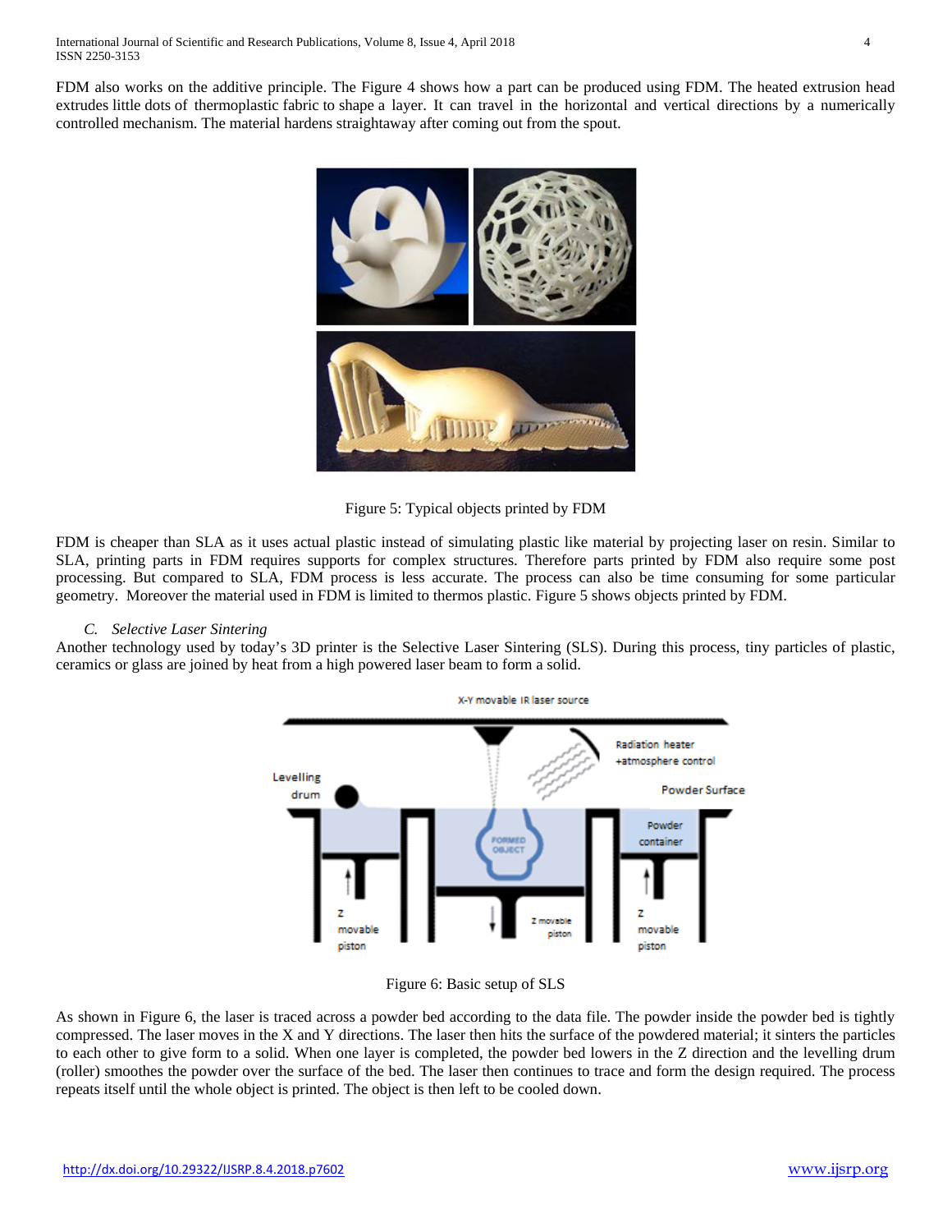FDM also works on the additive principle. The Figure 4 shows how a part can be produced using FDM. The heated extrusion head extrudes little dots of thermoplastic fabric to shape a layer. It can travel in the horizontal and vertical directions by a numerically controlled mechanism. The material hardens straightaway after coming out from the spout.

Figure 5: Typical objects printed by FDM

FDM is cheaper than SLA as it uses actual plastic instead of simulating plastic like material by projecting laser on resin. Similar to SLA, printing parts in FDM requires supports for complex structures. Therefore parts printed by FDM also require some post processing. But compared to SLA, FDM process is less accurate. The process can also be time consuming for some particular geometry. Moreover the material used in FDM is limited to thermos plastic. Figure 5 shows objects printed by FDM.

### *C. Selective Laser Sintering*

Another technology used by today's 3D printer is the Selective Laser Sintering (SLS). During this process, tiny particles of plastic, ceramics or glass are joined by heat from a high powered laser beam to form a solid.

Figure 6: Basic setup of SLS

As shown in Figure 6, the laser is traced across a powder bed according to the data file. The powder inside the powder bed is tightly compressed. The laser moves in the X and Y directions. The laser then hits the surface of the powdered material; it sinters the particles to each other to give form to a solid. When one layer is completed, the powder bed lowers in the Z direction and the levelling drum (roller) smoothes the powder over the surface of the bed. The laser then continues to trace and form the design required. The process repeats itself until the whole object is printed. The object is then left to be cooled down.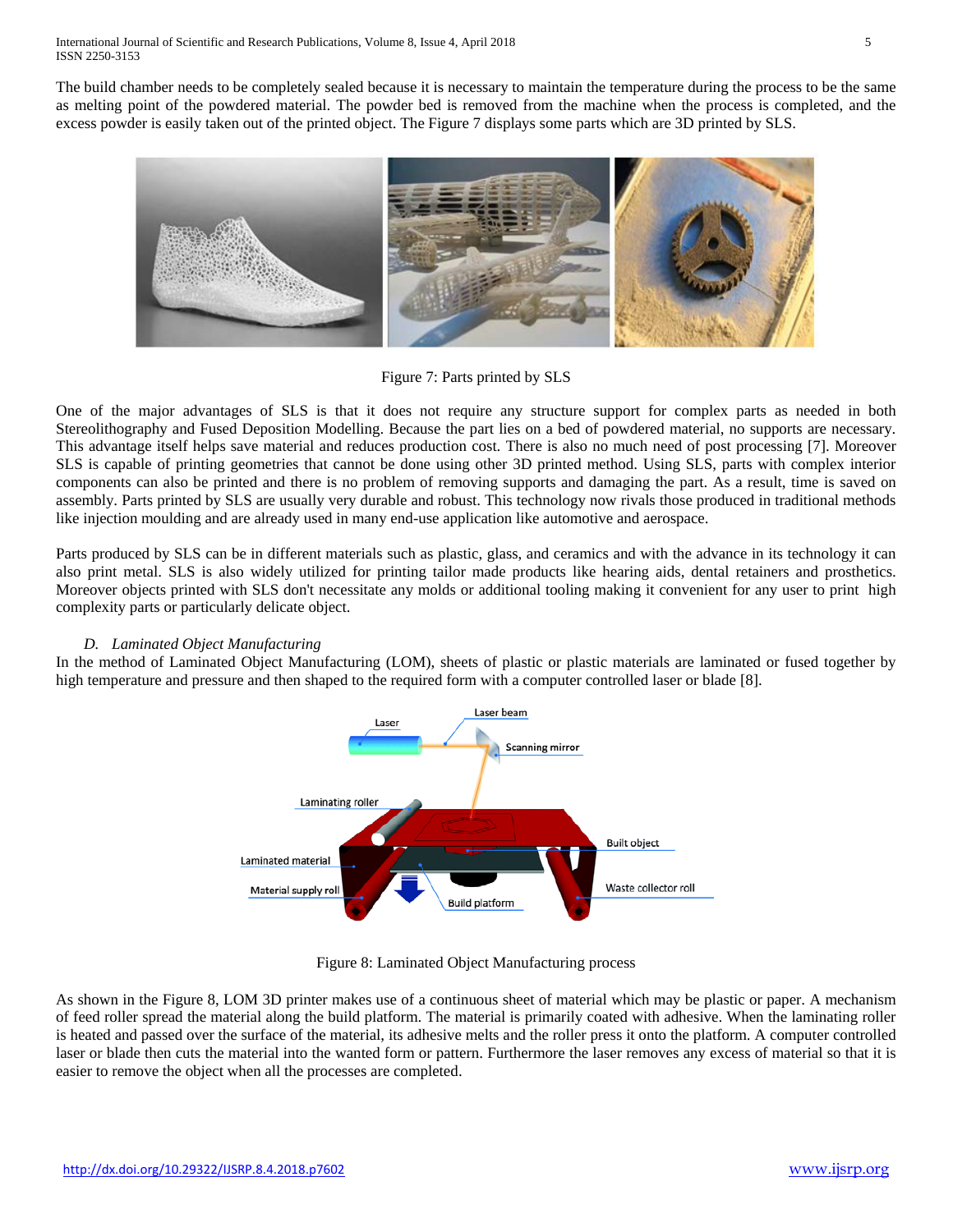The build chamber needs to be completely sealed because it is necessary to maintain the temperature during the process to be the same as melting point of the powdered material. The powder bed is removed from the machine when the process is completed, and the excess powder is easily taken out of the printed object. The Figure 7 displays some parts which are 3D printed by SLS.

Figure 7: Parts printed by SLS

One of the major advantages of SLS is that it does not require any structure support for complex parts as needed in both Stereolithography and Fused Deposition Modelling. Because the part lies on a bed of powdered material, no supports are necessary. This advantage itself helps save material and reduces production cost. There is also no much need of post processing [7]. Moreover SLS is capable of printing geometries that cannot be done using other 3D printed method. Using SLS, parts with complex interior components can also be printed and there is no problem of removing supports and damaging the part. As a result, time is saved on assembly. Parts printed by SLS are usually very durable and robust. This technology now rivals those produced in traditional methods like injection moulding and are already used in many end-use application like automotive and aerospace.

Parts produced by SLS can be in different materials such as plastic, glass, and ceramics and with the advance in its technology it can also print metal. SLS is also widely utilized for printing tailor made products like hearing aids, dental retainers and prosthetics. Moreover objects printed with SLS don't necessitate any molds or additional tooling making it convenient for any user to print high complexity parts or particularly delicate object.

### *D. Laminated Object Manufacturing*

In the method of Laminated Object Manufacturing (LOM), sheets of plastic or plastic materials are laminated or fused together by high temperature and pressure and then shaped to the required form with a computer controlled laser or blade [8].

Figure 8: Laminated Object Manufacturing process

As shown in the Figure 8, LOM 3D printer makes use of a continuous sheet of material which may be plastic or paper. A mechanism of feed roller spread the material along the build platform. The material is primarily coated with adhesive. When the laminating roller is heated and passed over the surface of the material, its adhesive melts and the roller press it onto the platform. A computer controlled laser or blade then cuts the material into the wanted form or pattern. Furthermore the laser removes any excess of material so that it is easier to remove the object when all the processes are completed.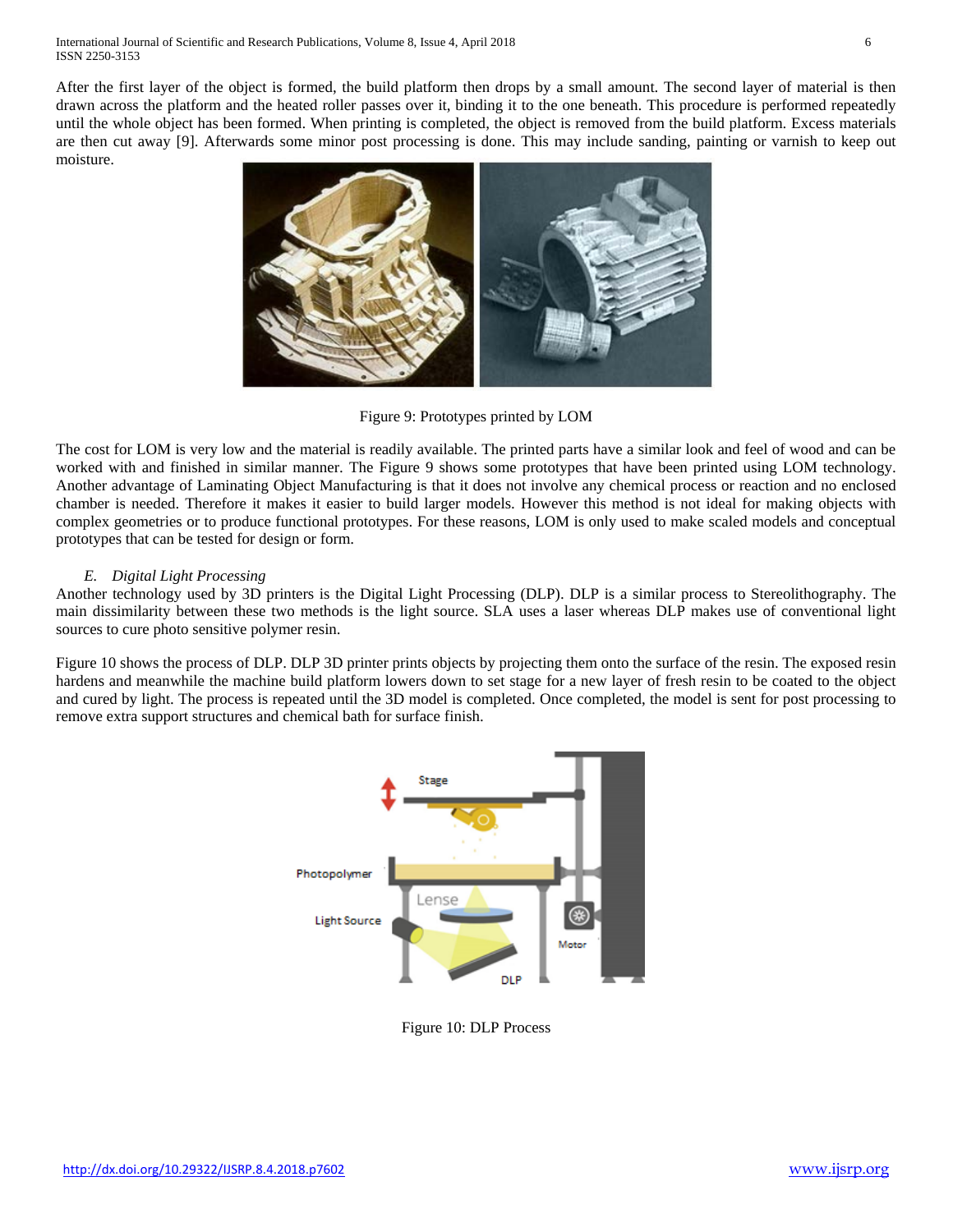After the first layer of the object is formed, the build platform then drops by a small amount. The second layer of material is then drawn across the platform and the heated roller passes over it, binding it to the one beneath. This procedure is performed repeatedly until the whole object has been formed. When printing is completed, the object is removed from the build platform. Excess materials are then cut away [9]. Afterwards some minor post processing is done. This may include sanding, painting or varnish to keep out moisture.

Figure 9: Prototypes printed by LOM

The cost for LOM is very low and the material is readily available. The printed parts have a similar look and feel of wood and can be worked with and finished in similar manner. The Figure 9 shows some prototypes that have been printed using LOM technology. Another advantage of Laminating Object Manufacturing is that it does not involve any chemical process or reaction and no enclosed chamber is needed. Therefore it makes it easier to build larger models. However this method is not ideal for making objects with complex geometries or to produce functional prototypes. For these reasons, LOM is only used to make scaled models and conceptual prototypes that can be tested for design or form.

### *E. Digital Light Processing*

Another technology used by 3D printers is the Digital Light Processing (DLP). DLP is a similar process to Stereolithography. The main dissimilarity between these two methods is the light source. SLA uses a laser whereas DLP makes use of conventional light sources to cure photo sensitive polymer resin.

Figure 10 shows the process of DLP. DLP 3D printer prints objects by projecting them onto the surface of the resin. The exposed resin hardens and meanwhile the machine build platform lowers down to set stage for a new layer of fresh resin to be coated to the object and cured by light. The process is repeated until the 3D model is completed. Once completed, the model is sent for post processing to remove extra support structures and chemical bath for surface finish.

Figure 10: DLP Process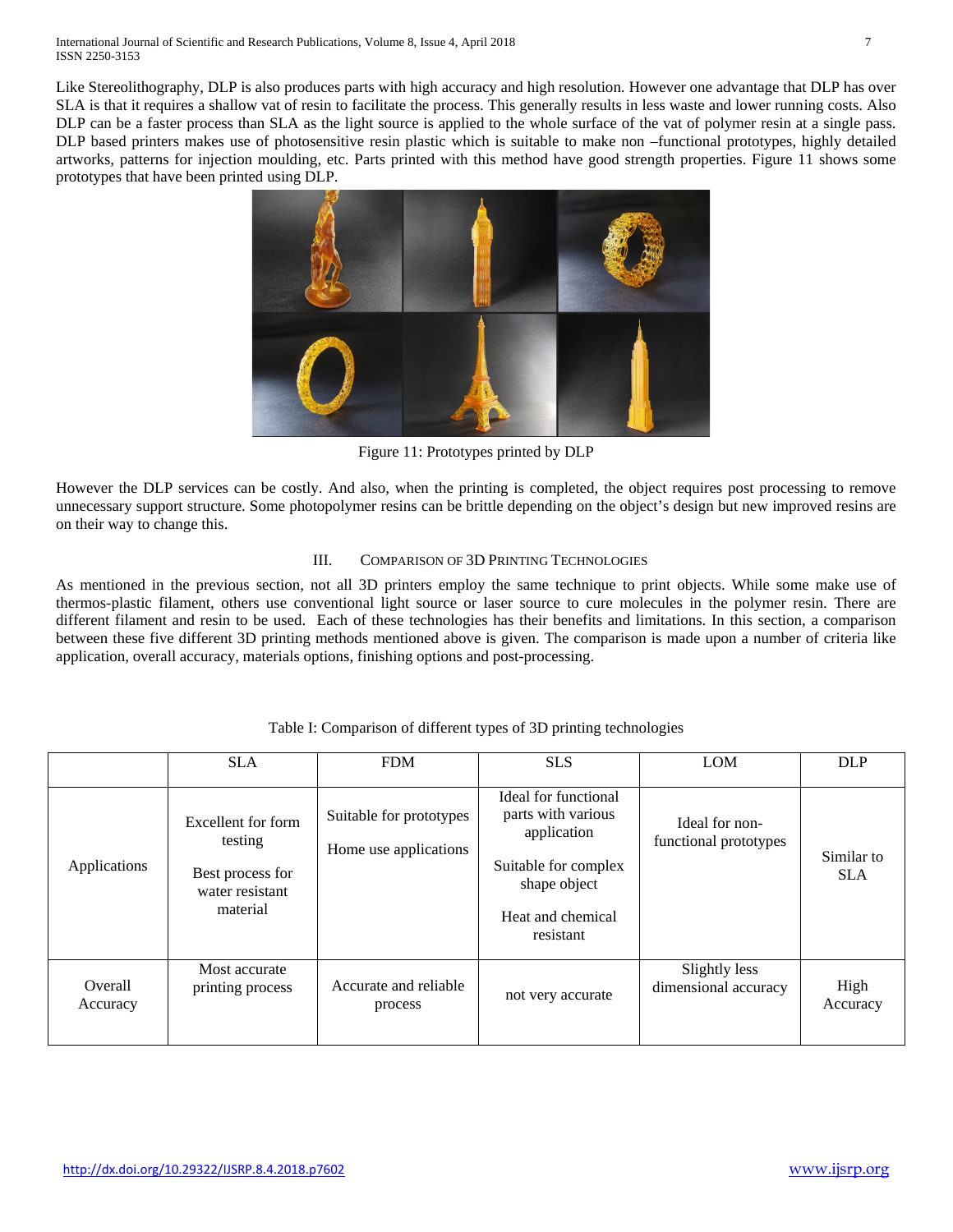Like Stereolithography, DLP is also produces parts with high accuracy and high resolution. However one advantage that DLP has over SLA is that it requires a shallow vat of resin to facilitate the process. This generally results in less waste and lower running costs. Also DLP can be a faster process than SLA as the light source is applied to the whole surface of the vat of polymer resin at a single pass. DLP based printers makes use of photosensitive resin plastic which is suitable to make non –functional prototypes, highly detailed artworks, patterns for injection moulding, etc. Parts printed with this method have good strength properties. Figure 11 shows some prototypes that have been printed using DLP.

Figure 11: Prototypes printed by DLP

However the DLP services can be costly. And also, when the printing is completed, the object requires post processing to remove unnecessary support structure. Some photopolymer resins can be brittle depending on the object's design but new improved resins are on their way to change this.

## III. Comparison of 3D Printing Technologies

As mentioned in the previous section, not all 3D printers employ the same technique to print objects. While some make use of thermos-plastic filament, others use conventional light source or laser source to cure molecules in the polymer resin. There are different filament and resin to be used. Each of these technologies has their benefits and limitations. In this section, a comparison between these five different 3D printing methods mentioned above is given. The comparison is made upon a number of criteria like application, overall accuracy, materials options, finishing options and post-processing.

Table I: Comparison of different types of 3D printing technologies

| | SLA | FDM | SLS | LOM | DLP |
|---|---|---|---|---|---|
| Applications | Excellent for form testing<br><br>Best process for water resistant material | Suitable for prototypes<br><br>Home use applications | Ideal for functional parts with various application<br><br>Suitable for complex shape object<br><br>Heat and chemical resistant | Ideal for non-functional prototypes | Similar to SLA |
| Overall Accuracy | Most accurate printing process | Accurate and reliable process | not very accurate | Slightly less dimensional accuracy | High Accuracy |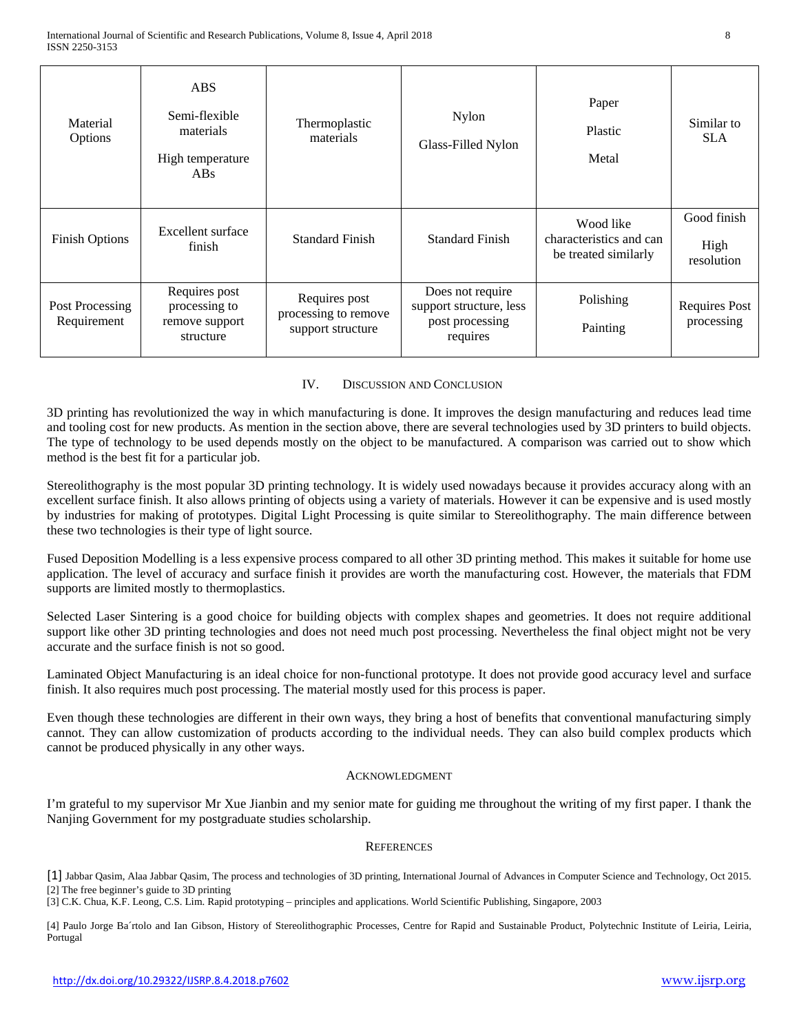| Material Options | ABS<br><br>Semi-flexible materials<br><br>High temperature ABs | Thermoplastic materials | Nylon<br><br>Glass-Filled Nylon | Paper<br><br>Plastic<br><br>Metal | Similar to SLA |
|---|---|---|---|---|---|
| Finish Options | Excellent surface finish | Standard Finish | Standard Finish | Wood like characteristics and can be treated similarly | Good finish<br><br>High resolution |
| Post Processing Requirement | Requires post processing to remove support structure | Requires post processing to remove support structure | Does not require support structure, less post processing requires | Polishing<br><br>Painting | Requires Post processing |

## IV. Discussion and Conclusion

3D printing has revolutionized the way in which manufacturing is done. It improves the design manufacturing and reduces lead time and tooling cost for new products. As mention in the section above, there are several technologies used by 3D printers to build objects. The type of technology to be used depends mostly on the object to be manufactured. A comparison was carried out to show which method is the best fit for a particular job.

Stereolithography is the most popular 3D printing technology. It is widely used nowadays because it provides accuracy along with an excellent surface finish. It also allows printing of objects using a variety of materials. However it can be expensive and is used mostly by industries for making of prototypes. Digital Light Processing is quite similar to Stereolithography. The main difference between these two technologies is their type of light source.

Fused Deposition Modelling is a less expensive process compared to all other 3D printing method. This makes it suitable for home use application. The level of accuracy and surface finish it provides are worth the manufacturing cost. However, the materials that FDM supports are limited mostly to thermoplastics.

Selected Laser Sintering is a good choice for building objects with complex shapes and geometries. It does not require additional support like other 3D printing technologies and does not need much post processing. Nevertheless the final object might not be very accurate and the surface finish is not so good.

Laminated Object Manufacturing is an ideal choice for non-functional prototype. It does not provide good accuracy level and surface finish. It also requires much post processing. The material mostly used for this process is paper.

Even though these technologies are different in their own ways, they bring a host of benefits that conventional manufacturing simply cannot. They can allow customization of products according to the individual needs. They can also build complex products which cannot be produced physically in any other ways.

## Acknowledgment

I'm grateful to my supervisor Mr Xue Jianbin and my senior mate for guiding me throughout the writing of my first paper. I thank the Nanjing Government for my postgraduate studies scholarship.

## References

[1] Jabbar Qasim, Alaa Jabbar Qasim, The process and technologies of 3D printing, International Journal of Advances in Computer Science and Technology, Oct 2015.

[2] The free beginner's guide to 3D printing

[3] C.K. Chua, K.F. Leong, C.S. Lim. Rapid prototyping – principles and applications. World Scientific Publishing, Singapore, 2003

[4] Paulo Jorge Ba´rtolo and Ian Gibson, History of Stereolithographic Processes, Centre for Rapid and Sustainable Product, Polytechnic Institute of Leiria, Leiria, Portugal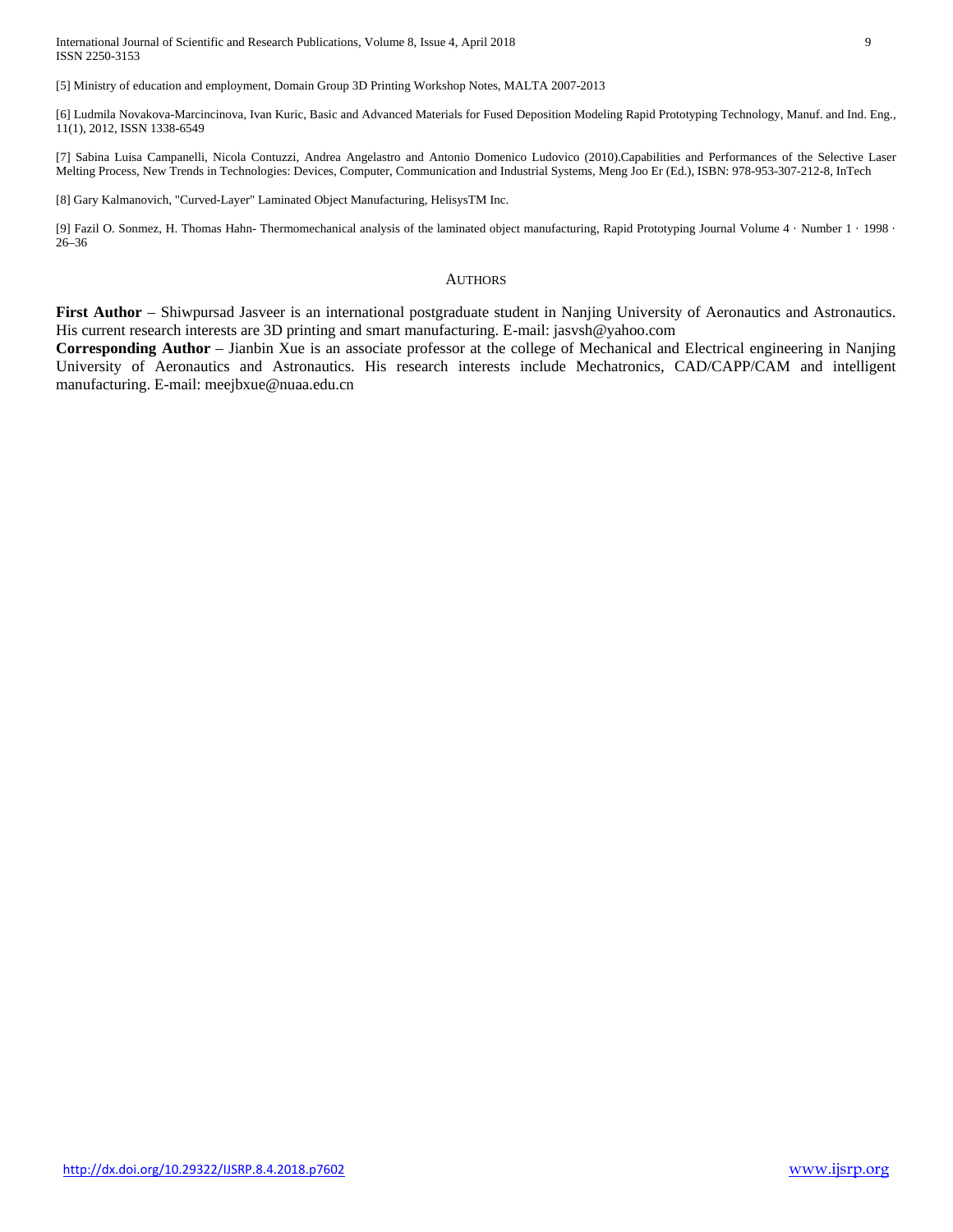[5] Ministry of education and employment, Domain Group 3D Printing Workshop Notes, MALTA 2007-2013

[6] Ludmila Novakova-Marcincinova, Ivan Kuric, Basic and Advanced Materials for Fused Deposition Modeling Rapid Prototyping Technology, Manuf. and Ind. Eng., 11(1), 2012, ISSN 1338-6549

[7] Sabina Luisa Campanelli, Nicola Contuzzi, Andrea Angelastro and Antonio Domenico Ludovico (2010).Capabilities and Performances of the Selective Laser Melting Process, New Trends in Technologies: Devices, Computer, Communication and Industrial Systems, Meng Joo Er (Ed.), ISBN: 978-953-307-212-8, InTech

[8] Gary Kalmanovich, "Curved-Layer" Laminated Object Manufacturing, HelisysTM Inc.

[9] Fazil O. Sonmez, H. Thomas Hahn- Thermomechanical analysis of the laminated object manufacturing, Rapid Prototyping Journal Volume 4 · Number 1 · 1998 · 26–36

## AUTHORS

**First Author** – Shiwpursad Jasveer is an international postgraduate student in Nanjing University of Aeronautics and Astronautics. His current research interests are 3D printing and smart manufacturing. E-mail: jasvsh@yahoo.com

**Corresponding Author** – Jianbin Xue is an associate professor at the college of Mechanical and Electrical engineering in Nanjing University of Aeronautics and Astronautics. His research interests include Mechatronics, CAD/CAPP/CAM and intelligent manufacturing. E-mail: meejbxue@nuaa.edu.cn